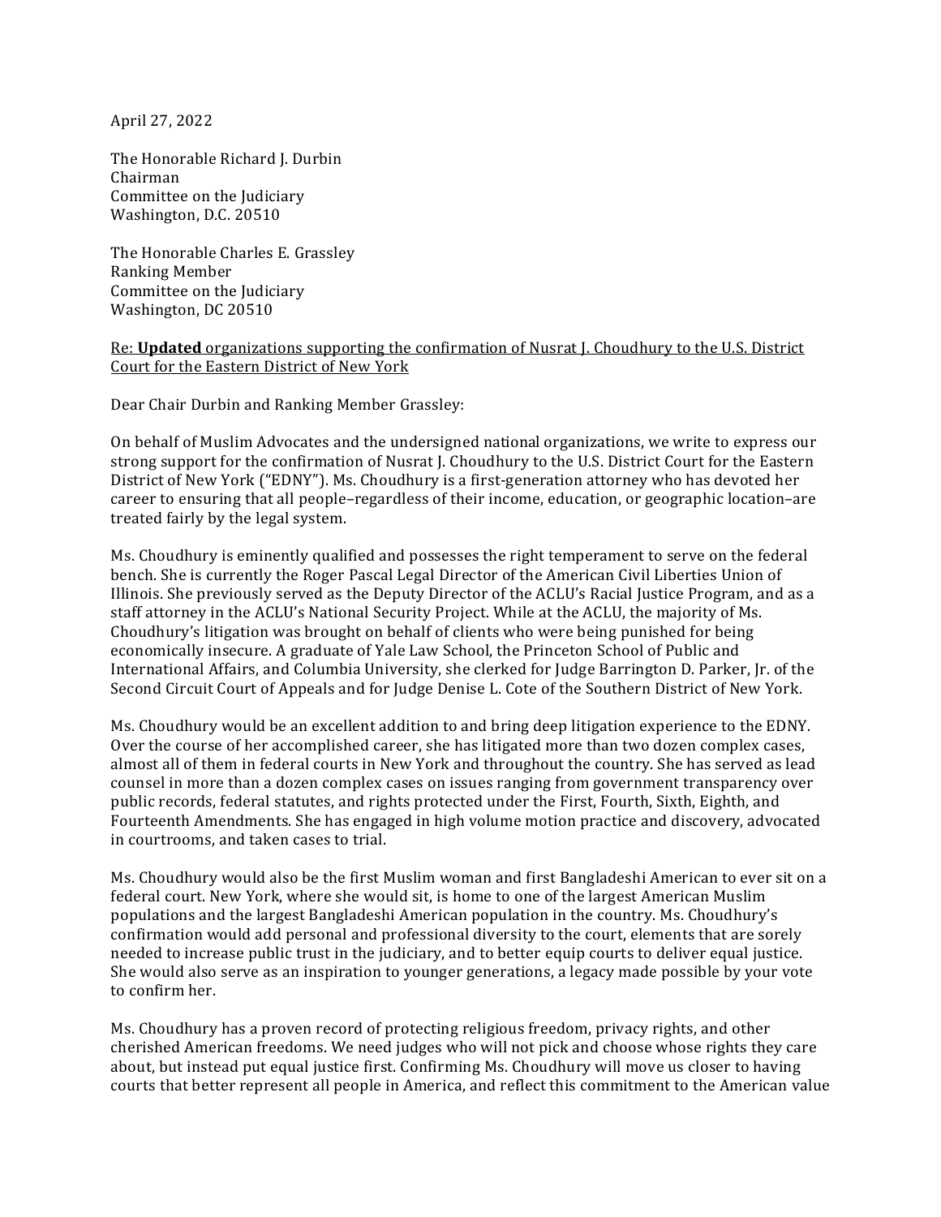April 27, 2022

The Honorable Richard J. Durbin
Chairman
Committee on the Judiciary
Washington, D.C. 20510

The Honorable Charles E. Grassley
Ranking Member
Committee on the Judiciary
Washington, DC 20510

Re: **Updated** organizations supporting the confirmation of Nusrat J. Choudhury to the U.S. District Court for the Eastern District of New York

Dear Chair Durbin and Ranking Member Grassley:

On behalf of Muslim Advocates and the undersigned national organizations, we write to express our strong support for the confirmation of Nusrat J. Choudhury to the U.S. District Court for the Eastern District of New York ("EDNY"). Ms. Choudhury is a first-generation attorney who has devoted her career to ensuring that all people–regardless of their income, education, or geographic location–are treated fairly by the legal system.

Ms. Choudhury is eminently qualified and possesses the right temperament to serve on the federal bench. She is currently the Roger Pascal Legal Director of the American Civil Liberties Union of Illinois. She previously served as the Deputy Director of the ACLU's Racial Justice Program, and as a staff attorney in the ACLU's National Security Project. While at the ACLU, the majority of Ms. Choudhury's litigation was brought on behalf of clients who were being punished for being economically insecure. A graduate of Yale Law School, the Princeton School of Public and International Affairs, and Columbia University, she clerked for Judge Barrington D. Parker, Jr. of the Second Circuit Court of Appeals and for Judge Denise L. Cote of the Southern District of New York.

Ms. Choudhury would be an excellent addition to and bring deep litigation experience to the EDNY. Over the course of her accomplished career, she has litigated more than two dozen complex cases, almost all of them in federal courts in New York and throughout the country. She has served as lead counsel in more than a dozen complex cases on issues ranging from government transparency over public records, federal statutes, and rights protected under the First, Fourth, Sixth, Eighth, and Fourteenth Amendments. She has engaged in high volume motion practice and discovery, advocated in courtrooms, and taken cases to trial.

Ms. Choudhury would also be the first Muslim woman and first Bangladeshi American to ever sit on a federal court. New York, where she would sit, is home to one of the largest American Muslim populations and the largest Bangladeshi American population in the country. Ms. Choudhury's confirmation would add personal and professional diversity to the court, elements that are sorely needed to increase public trust in the judiciary, and to better equip courts to deliver equal justice. She would also serve as an inspiration to younger generations, a legacy made possible by your vote to confirm her.

Ms. Choudhury has a proven record of protecting religious freedom, privacy rights, and other cherished American freedoms. We need judges who will not pick and choose whose rights they care about, but instead put equal justice first. Confirming Ms. Choudhury will move us closer to having courts that better represent all people in America, and reflect this commitment to the American value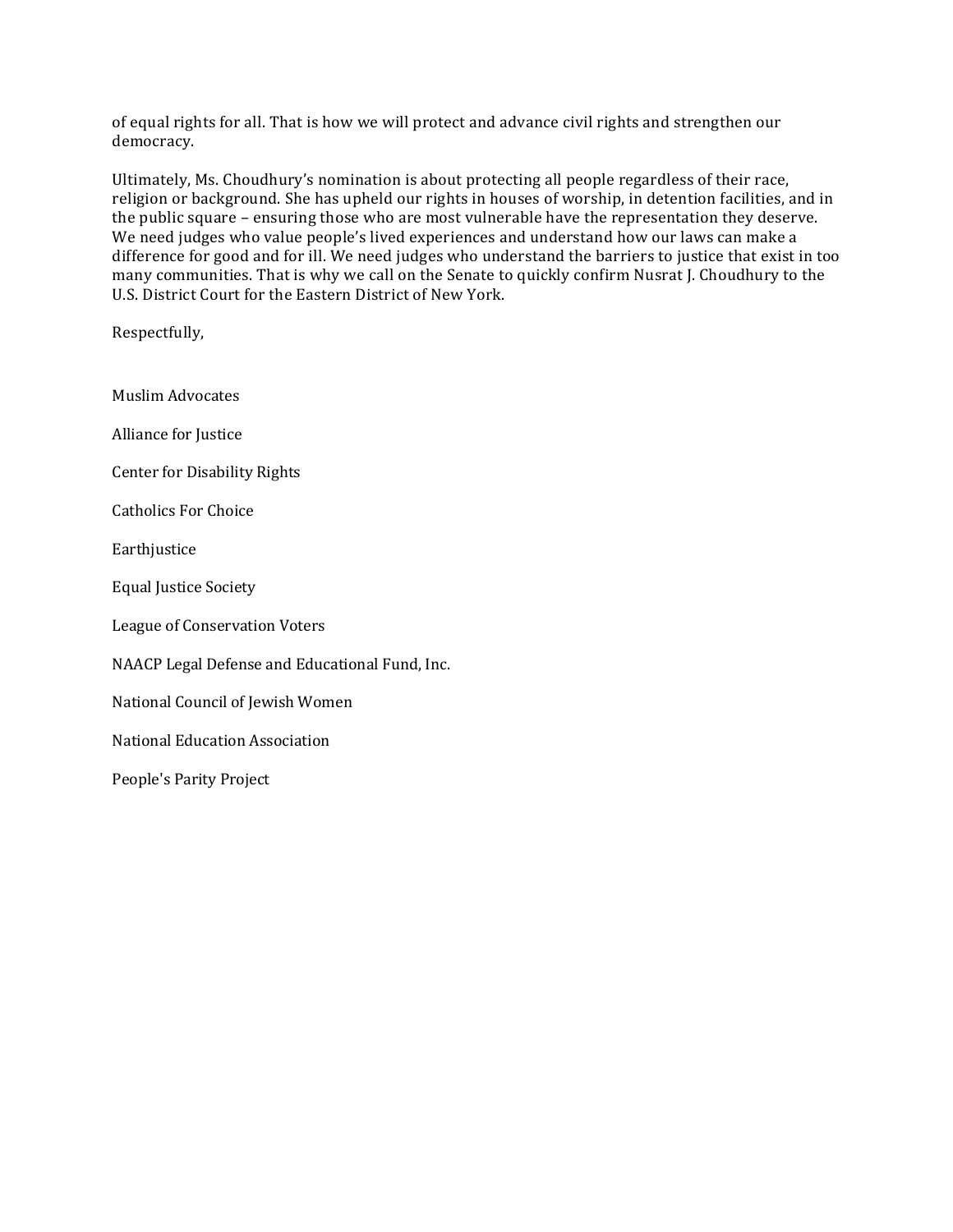of equal rights for all. That is how we will protect and advance civil rights and strengthen our democracy.

Ultimately, Ms. Choudhury's nomination is about protecting all people regardless of their race, religion or background. She has upheld our rights in houses of worship, in detention facilities, and in the public square – ensuring those who are most vulnerable have the representation they deserve. We need judges who value people's lived experiences and understand how our laws can make a difference for good and for ill. We need judges who understand the barriers to justice that exist in too many communities. That is why we call on the Senate to quickly confirm Nusrat J. Choudhury to the U.S. District Court for the Eastern District of New York.

Respectfully,

Muslim Advocates

Alliance for Justice

Center for Disability Rights

Catholics For Choice

Earthjustice

Equal Justice Society

League of Conservation Voters

NAACP Legal Defense and Educational Fund, Inc.

National Council of Jewish Women

National Education Association

People's Parity Project